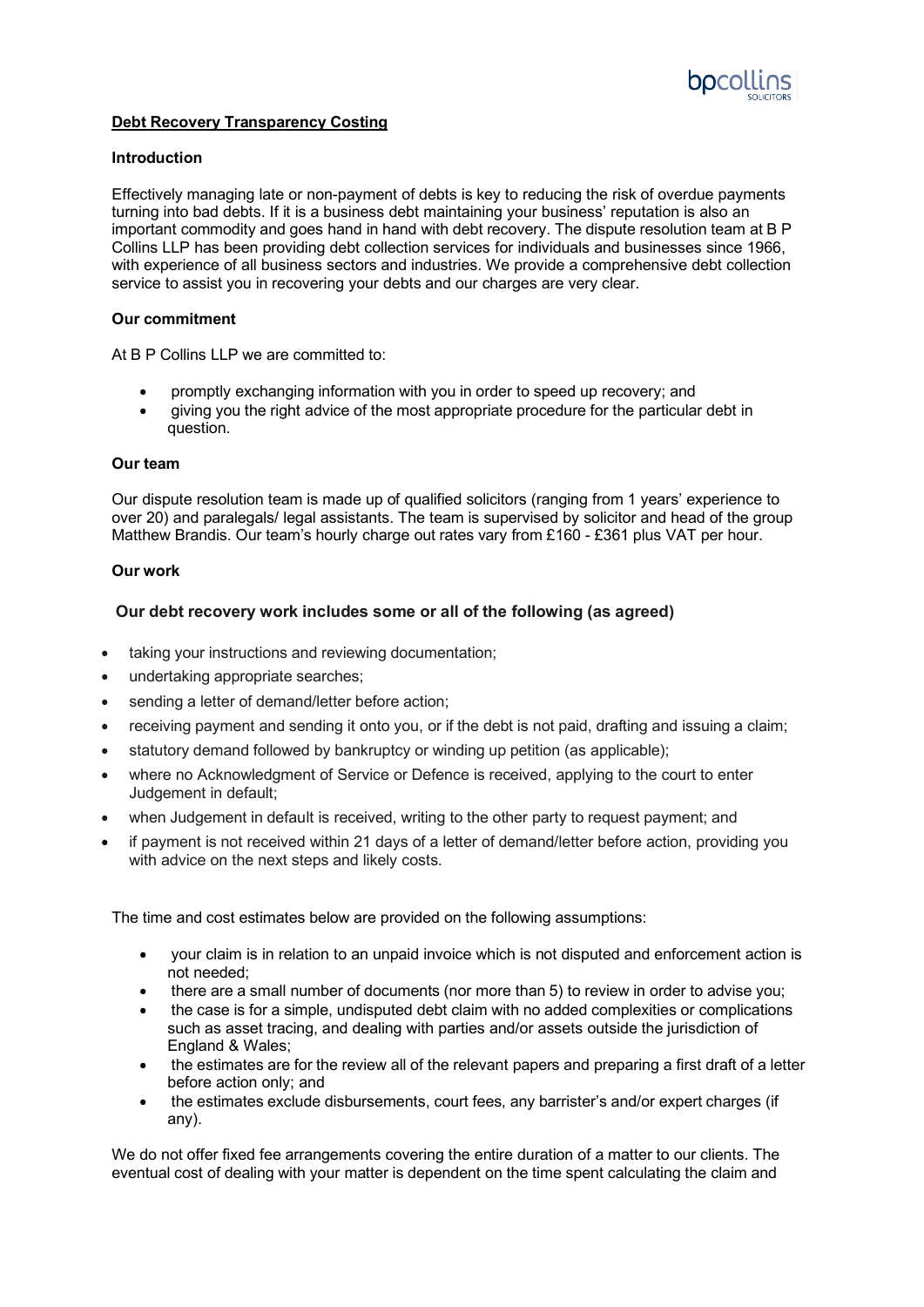**Debt Recovery Transparency Costing**

**Introduction**

Effectively managing late or non-payment of debts is key to reducing the risk of overdue payments turning into bad debts. If it is a business debt maintaining your business' reputation is also an important commodity and goes hand in hand with debt recovery. The dispute resolution team at B P Collins LLP has been providing debt collection services for individuals and businesses since 1966, with experience of all business sectors and industries. We provide a comprehensive debt collection service to assist you in recovering your debts and our charges are very clear.

**Our commitment**

At B P Collins LLP we are committed to:

- promptly exchanging information with you in order to speed up recovery; and
- giving you the right advice of the most appropriate procedure for the particular debt in question.

**Our team**

Our dispute resolution team is made up of qualified solicitors (ranging from 1 years' experience to over 20) and paralegals/ legal assistants. The team is supervised by solicitor and head of the group Matthew Brandis. Our team's hourly charge out rates vary from £160 - £361 plus VAT per hour.

**Our work**

**Our debt recovery work includes some or all of the following (as agreed)**

- taking your instructions and reviewing documentation;
- undertaking appropriate searches;
- sending a letter of demand/letter before action;
- receiving payment and sending it onto you, or if the debt is not paid, drafting and issuing a claim;
- statutory demand followed by bankruptcy or winding up petition (as applicable);
- where no Acknowledgment of Service or Defence is received, applying to the court to enter Judgement in default;
- when Judgement in default is received, writing to the other party to request payment; and
- if payment is not received within 21 days of a letter of demand/letter before action, providing you with advice on the next steps and likely costs.

The time and cost estimates below are provided on the following assumptions:

- your claim is in relation to an unpaid invoice which is not disputed and enforcement action is not needed;
- there are a small number of documents (nor more than 5) to review in order to advise you;
- the case is for a simple, undisputed debt claim with no added complexities or complications such as asset tracing, and dealing with parties and/or assets outside the jurisdiction of England & Wales;
- the estimates are for the review all of the relevant papers and preparing a first draft of a letter before action only; and
- the estimates exclude disbursements, court fees, any barrister's and/or expert charges (if any).

We do not offer fixed fee arrangements covering the entire duration of a matter to our clients. The eventual cost of dealing with your matter is dependent on the time spent calculating the claim and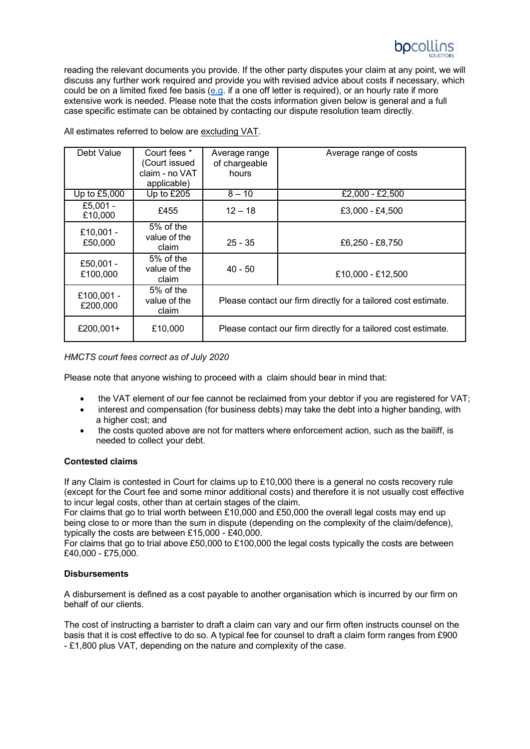reading the relevant documents you provide. If the other party disputes your claim at any point, we will discuss any further work required and provide you with revised advice about costs if necessary, which could be on a limited fixed fee basis (e.g. if a one off letter is required), or an hourly rate if more extensive work is needed. Please note that the costs information given below is general and a full case specific estimate can be obtained by contacting our dispute resolution team directly.

All estimates referred to below are excluding VAT.

| Debt Value | Court fees * (Court issued claim - no VAT applicable) | Average range of chargeable hours | Average range of costs |
|---|---|---|---|
| Up to £5,000 | Up to £205 | 8 – 10 | £2,000 - £2,500 |
| £5,001 - £10,000 | £455 | 12 – 18 | £3,000 - £4,500 |
| £10,001 - £50,000 | 5% of the value of the claim | 25 - 35 | £6,250 - £8,750 |
| £50,001 - £100,000 | 5% of the value of the claim | 40 - 50 | £10,000 - £12,500 |
| £100,001 - £200,000 | 5% of the value of the claim | Please contact our firm directly for a tailored cost estimate. | |
| £200,001+ | £10,000 | Please contact our firm directly for a tailored cost estimate. | |

*HMCTS court fees correct as of July 2020*

Please note that anyone wishing to proceed with a claim should bear in mind that:

- the VAT element of our fee cannot be reclaimed from your debtor if you are registered for VAT;
- interest and compensation (for business debts) may take the debt into a higher banding, with a higher cost; and
- the costs quoted above are not for matters where enforcement action, such as the bailiff, is needed to collect your debt.

**Contested claims**

If any Claim is contested in Court for claims up to £10,000 there is a general no costs recovery rule (except for the Court fee and some minor additional costs) and therefore it is not usually cost effective to incur legal costs, other than at certain stages of the claim.
For claims that go to trial worth between £10,000 and £50,000 the overall legal costs may end up being close to or more than the sum in dispute (depending on the complexity of the claim/defence), typically the costs are between £15,000 - £40,000.
For claims that go to trial above £50,000 to £100,000 the legal costs typically the costs are between £40,000 - £75,000.

**Disbursements**

A disbursement is defined as a cost payable to another organisation which is incurred by our firm on behalf of our clients.

The cost of instructing a barrister to draft a claim can vary and our firm often instructs counsel on the basis that it is cost effective to do so. A typical fee for counsel to draft a claim form ranges from £900 - £1,800 plus VAT, depending on the nature and complexity of the case.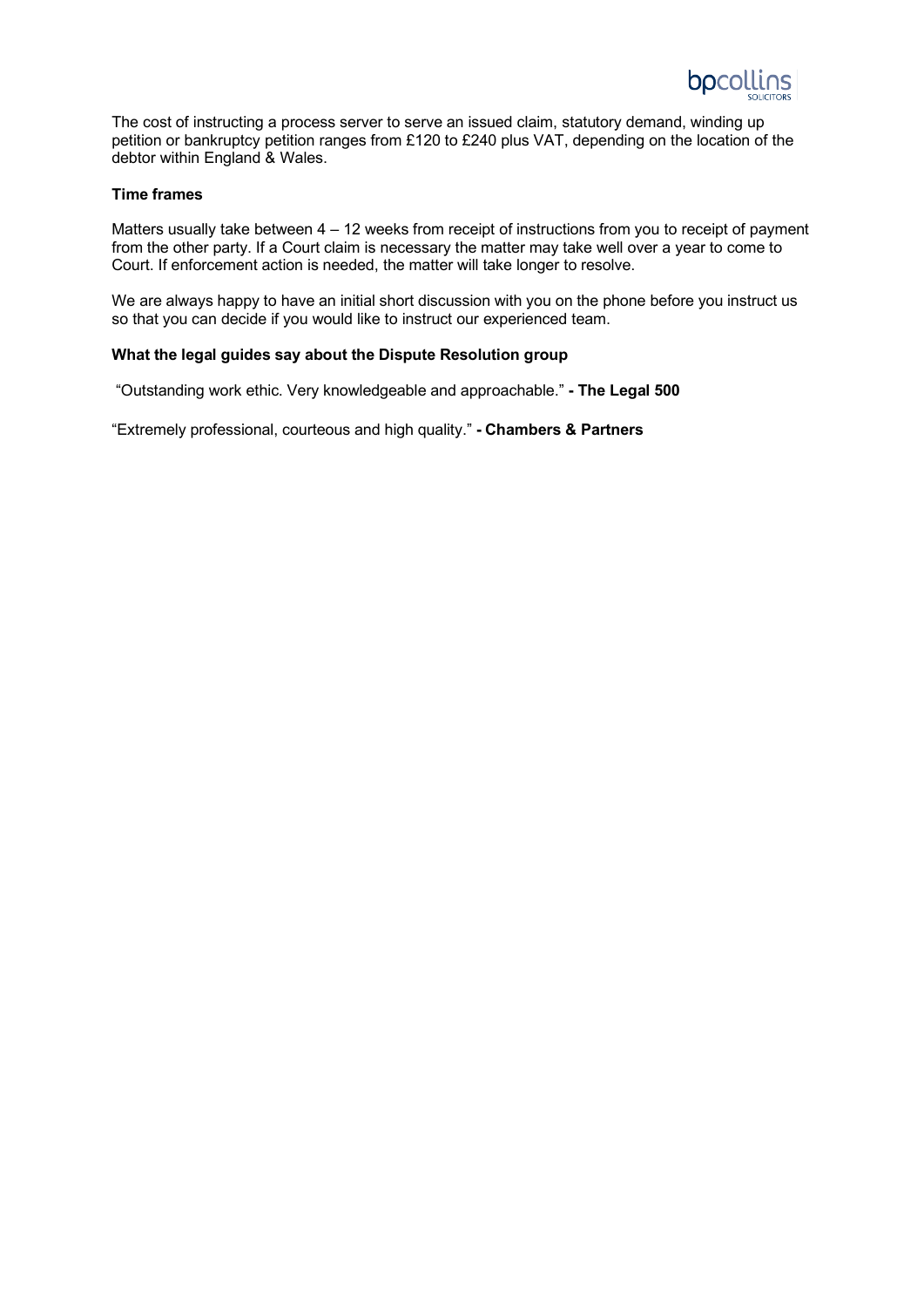The cost of instructing a process server to serve an issued claim, statutory demand, winding up petition or bankruptcy petition ranges from £120 to £240 plus VAT, depending on the location of the debtor within England & Wales.

**Time frames**

Matters usually take between 4 – 12 weeks from receipt of instructions from you to receipt of payment from the other party. If a Court claim is necessary the matter may take well over a year to come to Court. If enforcement action is needed, the matter will take longer to resolve.

We are always happy to have an initial short discussion with you on the phone before you instruct us so that you can decide if you would like to instruct our experienced team.

**What the legal guides say about the Dispute Resolution group**

"Outstanding work ethic. Very knowledgeable and approachable." **- The Legal 500**

"Extremely professional, courteous and high quality." **- Chambers & Partners**